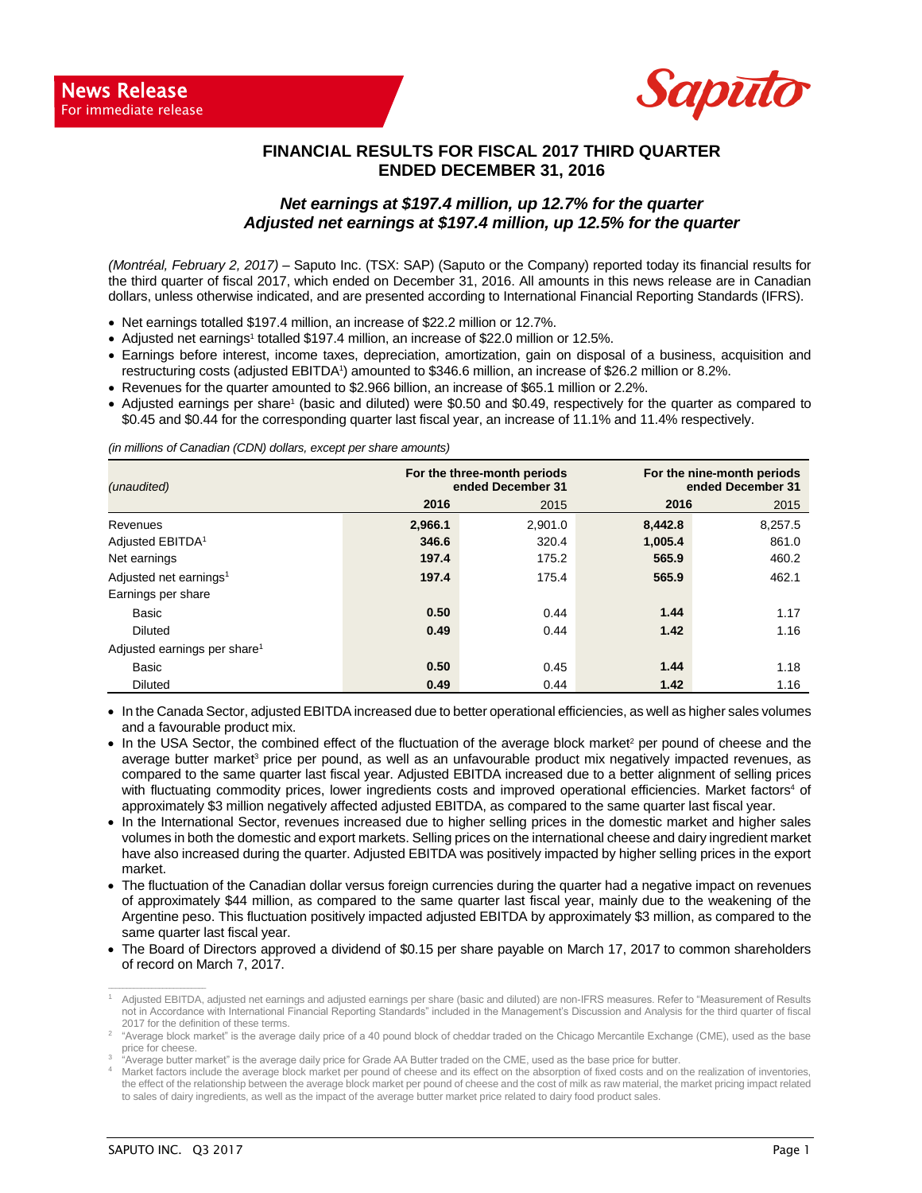**News Release**
For immediate release

Saputo

# FINANCIAL RESULTS FOR FISCAL 2017 THIRD QUARTER ENDED DECEMBER 31, 2016

## *Net earnings at $197.4 million, up 12.7% for the quarter*
## *Adjusted net earnings at $197.4 million, up 12.5% for the quarter*

*(Montréal, February 2, 2017)* – Saputo Inc. (TSX: SAP) (Saputo or the Company) reported today its financial results for the third quarter of fiscal 2017, which ended on December 31, 2016. All amounts in this news release are in Canadian dollars, unless otherwise indicated, and are presented according to International Financial Reporting Standards (IFRS).

- Net earnings totalled $197.4 million, an increase of $22.2 million or 12.7%.
- Adjusted net earnings[1] totalled $197.4 million, an increase of $22.0 million or 12.5%.
- Earnings before interest, income taxes, depreciation, amortization, gain on disposal of a business, acquisition and restructuring costs (adjusted EBITDA[1]) amounted to $346.6 million, an increase of $26.2 million or 8.2%.
- Revenues for the quarter amounted to $2.966 billion, an increase of $65.1 million or 2.2%.
- Adjusted earnings per share[1] (basic and diluted) were $0.50 and $0.49, respectively for the quarter as compared to $0.45 and $0.44 for the corresponding quarter last fiscal year, an increase of 11.1% and 11.4% respectively.

*(in millions of Canadian (CDN) dollars, except per share amounts)*

| *(unaudited)* | For the three-month periods ended December 31 | | For the nine-month periods ended December 31 | |
|---|---|---|---|---|
| | **2016** | 2015 | **2016** | 2015 |
| Revenues | **2,966.1** | 2,901.0 | **8,442.8** | 8,257.5 |
| Adjusted EBITDA[1] | **346.6** | 320.4 | **1,005.4** | 861.0 |
| Net earnings | **197.4** | 175.2 | **565.9** | 460.2 |
| Adjusted net earnings[1] | **197.4** | 175.4 | **565.9** | 462.1 |
| Earnings per share | | | | |
| Basic | **0.50** | 0.44 | **1.44** | 1.17 |
| Diluted | **0.49** | 0.44 | **1.42** | 1.16 |
| Adjusted earnings per share[1] | | | | |
| Basic | **0.50** | 0.45 | **1.44** | 1.18 |
| Diluted | **0.49** | 0.44 | **1.42** | 1.16 |

- In the Canada Sector, adjusted EBITDA increased due to better operational efficiencies, as well as higher sales volumes and a favourable product mix.
- In the USA Sector, the combined effect of the fluctuation of the average block market[2] per pound of cheese and the average butter market[3] price per pound, as well as an unfavourable product mix negatively impacted revenues, as compared to the same quarter last fiscal year. Adjusted EBITDA increased due to a better alignment of selling prices with fluctuating commodity prices, lower ingredients costs and improved operational efficiencies. Market factors[4] of approximately $3 million negatively affected adjusted EBITDA, as compared to the same quarter last fiscal year.
- In the International Sector, revenues increased due to higher selling prices in the domestic market and higher sales volumes in both the domestic and export markets. Selling prices on the international cheese and dairy ingredient market have also increased during the quarter. Adjusted EBITDA was positively impacted by higher selling prices in the export market.
- The fluctuation of the Canadian dollar versus foreign currencies during the quarter had a negative impact on revenues of approximately $44 million, as compared to the same quarter last fiscal year, mainly due to the weakening of the Argentine peso. This fluctuation positively impacted adjusted EBITDA by approximately $3 million, as compared to the same quarter last fiscal year.
- The Board of Directors approved a dividend of $0.15 per share payable on March 17, 2017 to common shareholders of record on March 7, 2017.

---

[1] Adjusted EBITDA, adjusted net earnings and adjusted earnings per share (basic and diluted) are non-IFRS measures. Refer to "Measurement of Results not in Accordance with International Financial Reporting Standards" included in the Management's Discussion and Analysis for the third quarter of fiscal 2017 for the definition of these terms.

[2] "Average block market" is the average daily price of a 40 pound block of cheddar traded on the Chicago Mercantile Exchange (CME), used as the base price for cheese.

[3] "Average butter market" is the average daily price for Grade AA Butter traded on the CME, used as the base price for butter.

[4] Market factors include the average block market per pound of cheese and its effect on the absorption of fixed costs and on the realization of inventories, the effect of the relationship between the average block market per pound of cheese and the cost of milk as raw material, the market pricing impact related to sales of dairy ingredients, as well as the impact of the average butter market price related to dairy food product sales.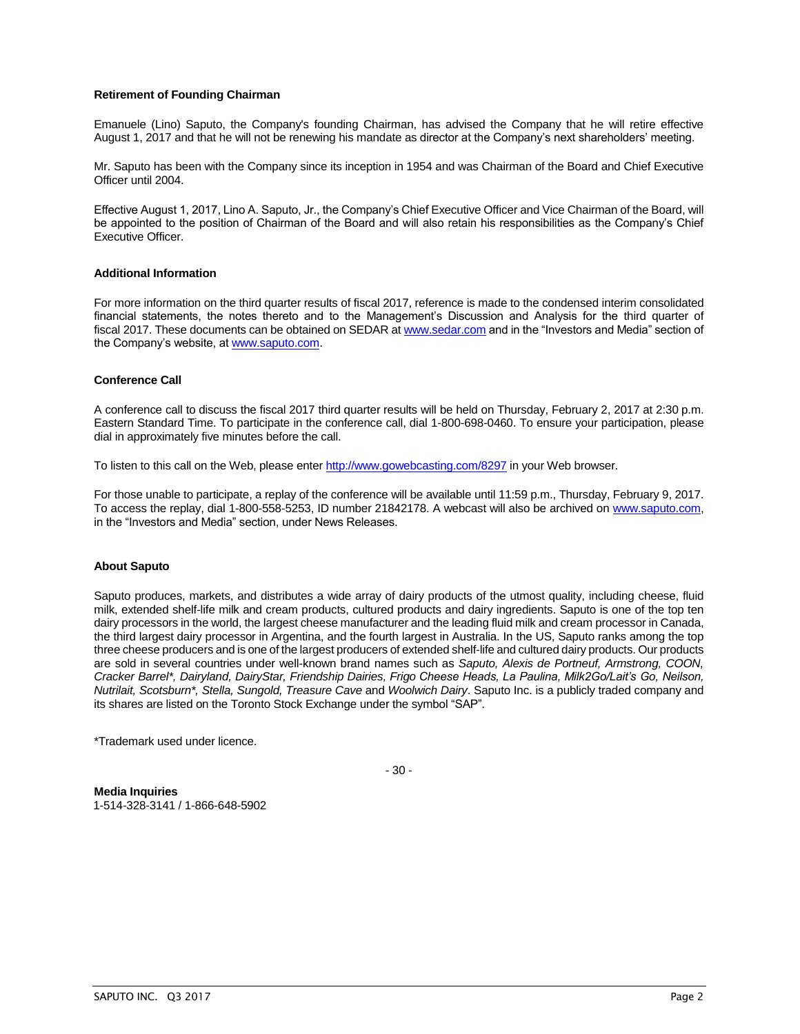**Retirement of Founding Chairman**

Emanuele (Lino) Saputo, the Company's founding Chairman, has advised the Company that he will retire effective August 1, 2017 and that he will not be renewing his mandate as director at the Company's next shareholders' meeting.

Mr. Saputo has been with the Company since its inception in 1954 and was Chairman of the Board and Chief Executive Officer until 2004.

Effective August 1, 2017, Lino A. Saputo, Jr., the Company's Chief Executive Officer and Vice Chairman of the Board, will be appointed to the position of Chairman of the Board and will also retain his responsibilities as the Company's Chief Executive Officer.

**Additional Information**

For more information on the third quarter results of fiscal 2017, reference is made to the condensed interim consolidated financial statements, the notes thereto and to the Management's Discussion and Analysis for the third quarter of fiscal 2017. These documents can be obtained on SEDAR at www.sedar.com and in the "Investors and Media" section of the Company's website, at www.saputo.com.

**Conference Call**

A conference call to discuss the fiscal 2017 third quarter results will be held on Thursday, February 2, 2017 at 2:30 p.m. Eastern Standard Time. To participate in the conference call, dial 1-800-698-0460. To ensure your participation, please dial in approximately five minutes before the call.

To listen to this call on the Web, please enter http://www.gowebcasting.com/8297 in your Web browser.

For those unable to participate, a replay of the conference will be available until 11:59 p.m., Thursday, February 9, 2017. To access the replay, dial 1-800-558-5253, ID number 21842178. A webcast will also be archived on www.saputo.com, in the "Investors and Media" section, under News Releases.

**About Saputo**

Saputo produces, markets, and distributes a wide array of dairy products of the utmost quality, including cheese, fluid milk, extended shelf-life milk and cream products, cultured products and dairy ingredients. Saputo is one of the top ten dairy processors in the world, the largest cheese manufacturer and the leading fluid milk and cream processor in Canada, the third largest dairy processor in Argentina, and the fourth largest in Australia. In the US, Saputo ranks among the top three cheese producers and is one of the largest producers of extended shelf-life and cultured dairy products. Our products are sold in several countries under well-known brand names such as *Saputo, Alexis de Portneuf, Armstrong, COON, Cracker Barrel\*, Dairyland, DairyStar, Friendship Dairies, Frigo Cheese Heads, La Paulina, Milk2Go/Lait's Go, Neilson, Nutrilait, Scotsburn\*, Stella, Sungold, Treasure Cave* and *Woolwich Dairy*. Saputo Inc. is a publicly traded company and its shares are listed on the Toronto Stock Exchange under the symbol "SAP".

*Trademark used under licence.

\- 30 -

**Media Inquiries**
1-514-328-3141 / 1-866-648-5902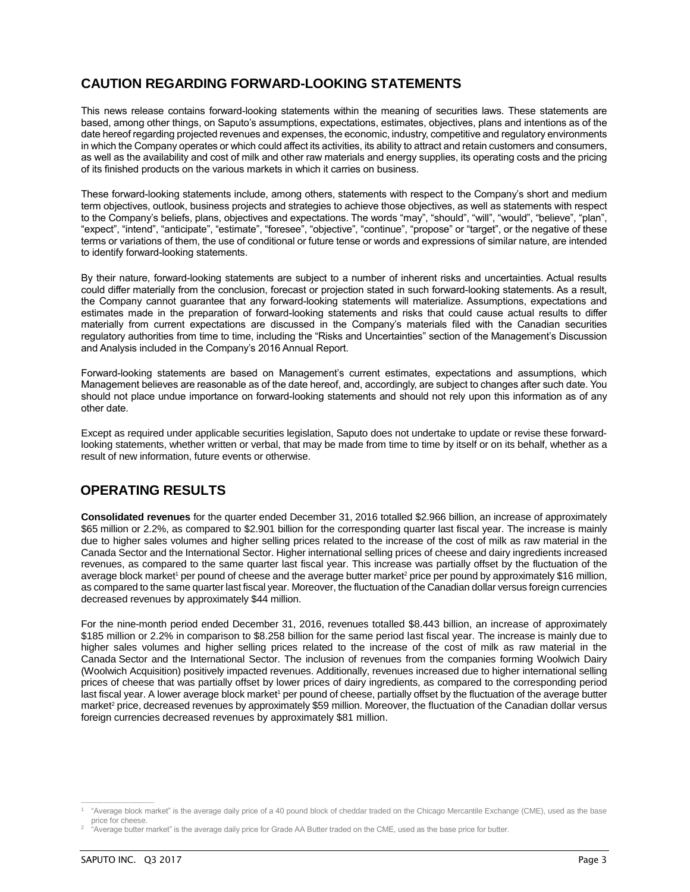## CAUTION REGARDING FORWARD-LOOKING STATEMENTS

This news release contains forward-looking statements within the meaning of securities laws. These statements are based, among other things, on Saputo's assumptions, expectations, estimates, objectives, plans and intentions as of the date hereof regarding projected revenues and expenses, the economic, industry, competitive and regulatory environments in which the Company operates or which could affect its activities, its ability to attract and retain customers and consumers, as well as the availability and cost of milk and other raw materials and energy supplies, its operating costs and the pricing of its finished products on the various markets in which it carries on business.

These forward-looking statements include, among others, statements with respect to the Company's short and medium term objectives, outlook, business projects and strategies to achieve those objectives, as well as statements with respect to the Company's beliefs, plans, objectives and expectations. The words "may", "should", "will", "would", "believe", "plan", "expect", "intend", "anticipate", "estimate", "foresee", "objective", "continue", "propose" or "target", or the negative of these terms or variations of them, the use of conditional or future tense or words and expressions of similar nature, are intended to identify forward-looking statements.

By their nature, forward-looking statements are subject to a number of inherent risks and uncertainties. Actual results could differ materially from the conclusion, forecast or projection stated in such forward-looking statements. As a result, the Company cannot guarantee that any forward-looking statements will materialize. Assumptions, expectations and estimates made in the preparation of forward-looking statements and risks that could cause actual results to differ materially from current expectations are discussed in the Company's materials filed with the Canadian securities regulatory authorities from time to time, including the "Risks and Uncertainties" section of the Management's Discussion and Analysis included in the Company's 2016 Annual Report.

Forward-looking statements are based on Management's current estimates, expectations and assumptions, which Management believes are reasonable as of the date hereof, and, accordingly, are subject to changes after such date. You should not place undue importance on forward-looking statements and should not rely upon this information as of any other date.

Except as required under applicable securities legislation, Saputo does not undertake to update or revise these forward-looking statements, whether written or verbal, that may be made from time to time by itself or on its behalf, whether as a result of new information, future events or otherwise.

## OPERATING RESULTS

**Consolidated revenues** for the quarter ended December 31, 2016 totalled $2.966 billion, an increase of approximately $65 million or 2.2%, as compared to $2.901 billion for the corresponding quarter last fiscal year. The increase is mainly due to higher sales volumes and higher selling prices related to the increase of the cost of milk as raw material in the Canada Sector and the International Sector. Higher international selling prices of cheese and dairy ingredients increased revenues, as compared to the same quarter last fiscal year. This increase was partially offset by the fluctuation of the average block market[1] per pound of cheese and the average butter market[2] price per pound by approximately $16 million, as compared to the same quarter last fiscal year. Moreover, the fluctuation of the Canadian dollar versus foreign currencies decreased revenues by approximately $44 million.

For the nine-month period ended December 31, 2016, revenues totalled $8.443 billion, an increase of approximately $185 million or 2.2% in comparison to $8.258 billion for the same period last fiscal year. The increase is mainly due to higher sales volumes and higher selling prices related to the increase of the cost of milk as raw material in the Canada Sector and the International Sector. The inclusion of revenues from the companies forming Woolwich Dairy (Woolwich Acquisition) positively impacted revenues. Additionally, revenues increased due to higher international selling prices of cheese that was partially offset by lower prices of dairy ingredients, as compared to the corresponding period last fiscal year. A lower average block market[1] per pound of cheese, partially offset by the fluctuation of the average butter market[2] price, decreased revenues by approximately $59 million. Moreover, the fluctuation of the Canadian dollar versus foreign currencies decreased revenues by approximately $81 million.

[1] "Average block market" is the average daily price of a 40 pound block of cheddar traded on the Chicago Mercantile Exchange (CME), used as the base price for cheese.

[2] "Average butter market" is the average daily price for Grade AA Butter traded on the CME, used as the base price for butter.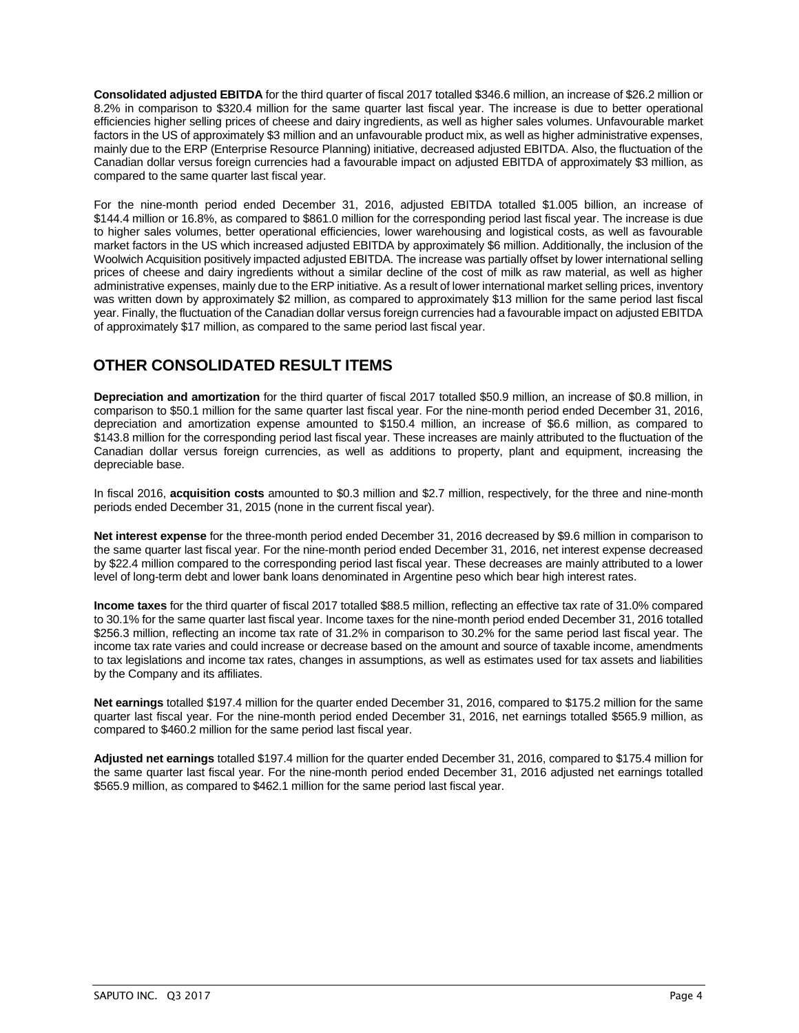**Consolidated adjusted EBITDA** for the third quarter of fiscal 2017 totalled $346.6 million, an increase of $26.2 million or 8.2% in comparison to $320.4 million for the same quarter last fiscal year. The increase is due to better operational efficiencies higher selling prices of cheese and dairy ingredients, as well as higher sales volumes. Unfavourable market factors in the US of approximately $3 million and an unfavourable product mix, as well as higher administrative expenses, mainly due to the ERP (Enterprise Resource Planning) initiative, decreased adjusted EBITDA. Also, the fluctuation of the Canadian dollar versus foreign currencies had a favourable impact on adjusted EBITDA of approximately $3 million, as compared to the same quarter last fiscal year.

For the nine-month period ended December 31, 2016, adjusted EBITDA totalled $1.005 billion, an increase of $144.4 million or 16.8%, as compared to $861.0 million for the corresponding period last fiscal year. The increase is due to higher sales volumes, better operational efficiencies, lower warehousing and logistical costs, as well as favourable market factors in the US which increased adjusted EBITDA by approximately $6 million. Additionally, the inclusion of the Woolwich Acquisition positively impacted adjusted EBITDA. The increase was partially offset by lower international selling prices of cheese and dairy ingredients without a similar decline of the cost of milk as raw material, as well as higher administrative expenses, mainly due to the ERP initiative. As a result of lower international market selling prices, inventory was written down by approximately $2 million, as compared to approximately $13 million for the same period last fiscal year. Finally, the fluctuation of the Canadian dollar versus foreign currencies had a favourable impact on adjusted EBITDA of approximately $17 million, as compared to the same period last fiscal year.

## OTHER CONSOLIDATED RESULT ITEMS

**Depreciation and amortization** for the third quarter of fiscal 2017 totalled $50.9 million, an increase of $0.8 million, in comparison to $50.1 million for the same quarter last fiscal year. For the nine-month period ended December 31, 2016, depreciation and amortization expense amounted to $150.4 million, an increase of $6.6 million, as compared to $143.8 million for the corresponding period last fiscal year. These increases are mainly attributed to the fluctuation of the Canadian dollar versus foreign currencies, as well as additions to property, plant and equipment, increasing the depreciable base.

In fiscal 2016, **acquisition costs** amounted to $0.3 million and $2.7 million, respectively, for the three and nine-month periods ended December 31, 2015 (none in the current fiscal year).

**Net interest expense** for the three-month period ended December 31, 2016 decreased by $9.6 million in comparison to the same quarter last fiscal year. For the nine-month period ended December 31, 2016, net interest expense decreased by $22.4 million compared to the corresponding period last fiscal year. These decreases are mainly attributed to a lower level of long-term debt and lower bank loans denominated in Argentine peso which bear high interest rates.

**Income taxes** for the third quarter of fiscal 2017 totalled $88.5 million, reflecting an effective tax rate of 31.0% compared to 30.1% for the same quarter last fiscal year. Income taxes for the nine-month period ended December 31, 2016 totalled $256.3 million, reflecting an income tax rate of 31.2% in comparison to 30.2% for the same period last fiscal year. The income tax rate varies and could increase or decrease based on the amount and source of taxable income, amendments to tax legislations and income tax rates, changes in assumptions, as well as estimates used for tax assets and liabilities by the Company and its affiliates.

**Net earnings** totalled $197.4 million for the quarter ended December 31, 2016, compared to $175.2 million for the same quarter last fiscal year. For the nine-month period ended December 31, 2016, net earnings totalled $565.9 million, as compared to $460.2 million for the same period last fiscal year.

**Adjusted net earnings** totalled $197.4 million for the quarter ended December 31, 2016, compared to $175.4 million for the same quarter last fiscal year. For the nine-month period ended December 31, 2016 adjusted net earnings totalled $565.9 million, as compared to $462.1 million for the same period last fiscal year.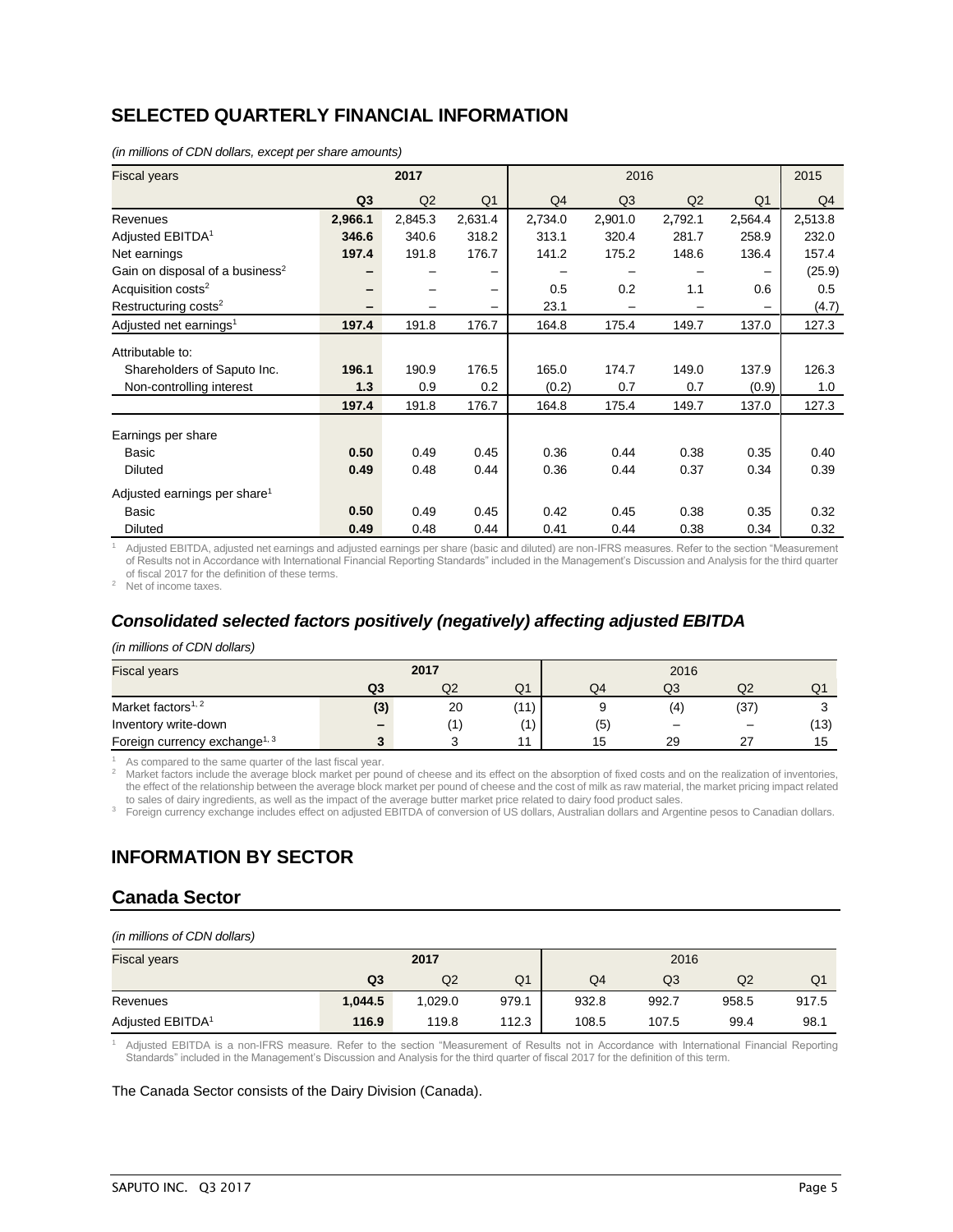## SELECTED QUARTERLY FINANCIAL INFORMATION

*(in millions of CDN dollars, except per share amounts)*

| Fiscal years | 2017 | | | 2016 | | | | 2015 |
|---|---|---|---|---|---|---|---|---|
| | **Q3** | Q2 | Q1 | Q4 | Q3 | Q2 | Q1 | Q4 |
| Revenues | **2,966.1** | 2,845.3 | 2,631.4 | 2,734.0 | 2,901.0 | 2,792.1 | 2,564.4 | 2,513.8 |
| Adjusted EBITDA[1] | **346.6** | 340.6 | 318.2 | 313.1 | 320.4 | 281.7 | 258.9 | 232.0 |
| Net earnings | **197.4** | 191.8 | 176.7 | 141.2 | 175.2 | 148.6 | 136.4 | 157.4 |
| Gain on disposal of a business[2] | **–** | – | – | – | – | – | – | (25.9) |
| Acquisition costs[2] | **–** | – | – | 0.5 | 0.2 | 1.1 | 0.6 | 0.5 |
| Restructuring costs[2] | **–** | – | – | 23.1 | – | – | – | (4.7) |
| Adjusted net earnings[1] | **197.4** | 191.8 | 176.7 | 164.8 | 175.4 | 149.7 | 137.0 | 127.3 |
| Attributable to: | | | | | | | | |
| Shareholders of Saputo Inc. | **196.1** | 190.9 | 176.5 | 165.0 | 174.7 | 149.0 | 137.9 | 126.3 |
| Non-controlling interest | **1.3** | 0.9 | 0.2 | (0.2) | 0.7 | 0.7 | (0.9) | 1.0 |
| | **197.4** | 191.8 | 176.7 | 164.8 | 175.4 | 149.7 | 137.0 | 127.3 |
| Earnings per share | | | | | | | | |
| Basic | **0.50** | 0.49 | 0.45 | 0.36 | 0.44 | 0.38 | 0.35 | 0.40 |
| Diluted | **0.49** | 0.48 | 0.44 | 0.36 | 0.44 | 0.37 | 0.34 | 0.39 |
| Adjusted earnings per share[1] | | | | | | | | |
| Basic | **0.50** | 0.49 | 0.45 | 0.42 | 0.45 | 0.38 | 0.35 | 0.32 |
| Diluted | **0.49** | 0.48 | 0.44 | 0.41 | 0.44 | 0.38 | 0.34 | 0.32 |

[1] Adjusted EBITDA, adjusted net earnings and adjusted earnings per share (basic and diluted) are non-IFRS measures. Refer to the section "Measurement of Results not in Accordance with International Financial Reporting Standards" included in the Management's Discussion and Analysis for the third quarter of fiscal 2017 for the definition of these terms.
[2] Net of income taxes.

### *Consolidated selected factors positively (negatively) affecting adjusted EBITDA*

*(in millions of CDN dollars)*

| Fiscal years | 2017 | | | 2016 | | | |
|---|---|---|---|---|---|---|---|
| | **Q3** | Q2 | Q1 | Q4 | Q3 | Q2 | Q1 |
| Market factors[1, 2] | **(3)** | 20 | (11) | 9 | (4) | (37) | 3 |
| Inventory write-down | **–** | (1) | (1) | (5) | – | – | (13) |
| Foreign currency exchange[1, 3] | **3** | 3 | 11 | 15 | 29 | 27 | 15 |

[1] As compared to the same quarter of the last fiscal year.
[2] Market factors include the average block market per pound of cheese and its effect on the absorption of fixed costs and on the realization of inventories, the effect of the relationship between the average block market per pound of cheese and the cost of milk as raw material, the market pricing impact related to sales of dairy ingredients, as well as the impact of the average butter market price related to dairy food product sales.
[3] Foreign currency exchange includes effect on adjusted EBITDA of conversion of US dollars, Australian dollars and Argentine pesos to Canadian dollars.

## INFORMATION BY SECTOR

### Canada Sector

*(in millions of CDN dollars)*

| Fiscal years | 2017 | | | 2016 | | | |
|---|---|---|---|---|---|---|---|
| | **Q3** | Q2 | Q1 | Q4 | Q3 | Q2 | Q1 |
| Revenues | **1,044.5** | 1,029.0 | 979.1 | 932.8 | 992.7 | 958.5 | 917.5 |
| Adjusted EBITDA[1] | **116.9** | 119.8 | 112.3 | 108.5 | 107.5 | 99.4 | 98.1 |

[1] Adjusted EBITDA is a non-IFRS measure. Refer to the section "Measurement of Results not in Accordance with International Financial Reporting Standards" included in the Management's Discussion and Analysis for the third quarter of fiscal 2017 for the definition of this term.

The Canada Sector consists of the Dairy Division (Canada).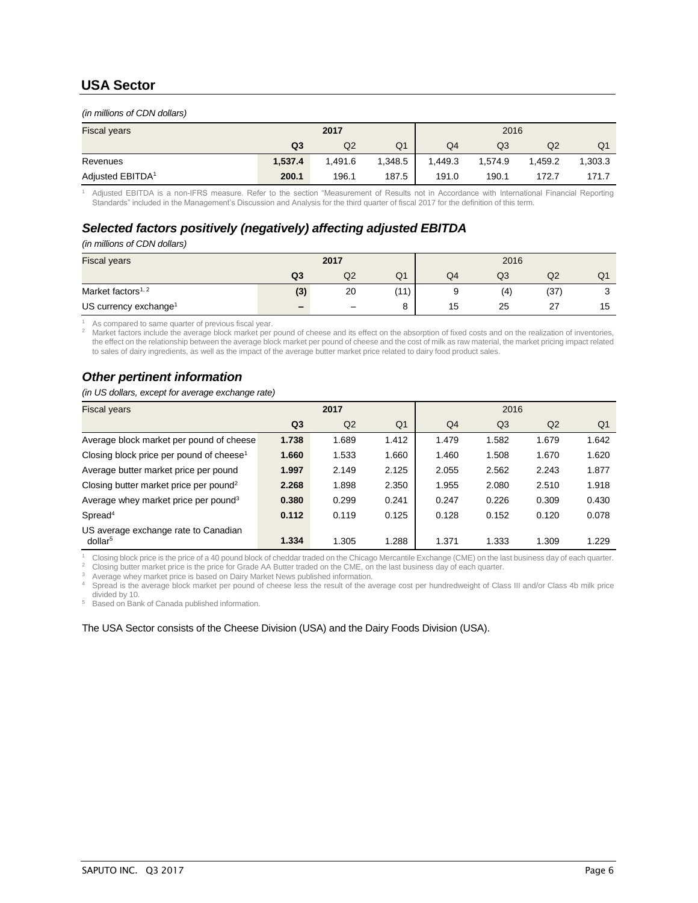## USA Sector

*(in millions of CDN dollars)*

| Fiscal years | 2017 | | | 2016 | | | |
|---|---|---|---|---|---|---|---|
| | **Q3** | Q2 | Q1 | Q4 | Q3 | Q2 | Q1 |
| Revenues | **1,537.4** | 1,491.6 | 1,348.5 | 1,449.3 | 1,574.9 | 1,459.2 | 1,303.3 |
| Adjusted EBITDA[1] | **200.1** | 196.1 | 187.5 | 191.0 | 190.1 | 172.7 | 171.7 |

[1] Adjusted EBITDA is a non-IFRS measure. Refer to the section "Measurement of Results not in Accordance with International Financial Reporting Standards" included in the Management's Discussion and Analysis for the third quarter of fiscal 2017 for the definition of this term.

### *Selected factors positively (negatively) affecting adjusted EBITDA*

*(in millions of CDN dollars)*

| Fiscal years | 2017 | | | 2016 | | | |
|---|---|---|---|---|---|---|---|
| | **Q3** | Q2 | Q1 | Q4 | Q3 | Q2 | Q1 |
| Market factors[1, 2] | **(3)** | 20 | (11) | 9 | (4) | (37) | 3 |
| US currency exchange[1] | **–** | – | 8 | 15 | 25 | 27 | 15 |

[1] As compared to same quarter of previous fiscal year.
[2] Market factors include the average block market per pound of cheese and its effect on the absorption of fixed costs and on the realization of inventories, the effect on the relationship between the average block market per pound of cheese and the cost of milk as raw material, the market pricing impact related to sales of dairy ingredients, as well as the impact of the average butter market price related to dairy food product sales.

### *Other pertinent information*

*(in US dollars, except for average exchange rate)*

| Fiscal years | 2017 | | | 2016 | | | |
|---|---|---|---|---|---|---|---|
| | **Q3** | Q2 | Q1 | Q4 | Q3 | Q2 | Q1 |
| Average block market per pound of cheese | **1.738** | 1.689 | 1.412 | 1.479 | 1.582 | 1.679 | 1.642 |
| Closing block price per pound of cheese[1] | **1.660** | 1.533 | 1.660 | 1.460 | 1.508 | 1.670 | 1.620 |
| Average butter market price per pound | **1.997** | 2.149 | 2.125 | 2.055 | 2.562 | 2.243 | 1.877 |
| Closing butter market price per pound[2] | **2.268** | 1.898 | 2.350 | 1.955 | 2.080 | 2.510 | 1.918 |
| Average whey market price per pound[3] | **0.380** | 0.299 | 0.241 | 0.247 | 0.226 | 0.309 | 0.430 |
| Spread[4] | **0.112** | 0.119 | 0.125 | 0.128 | 0.152 | 0.120 | 0.078 |
| US average exchange rate to Canadian dollar[5] | **1.334** | 1.305 | 1.288 | 1.371 | 1.333 | 1.309 | 1.229 |

[1] Closing block price is the price of a 40 pound block of cheddar traded on the Chicago Mercantile Exchange (CME) on the last business day of each quarter.
[2] Closing butter market price is the price for Grade AA Butter traded on the CME, on the last business day of each quarter.
[3] Average whey market price is based on Dairy Market News published information.
[4] Spread is the average block market per pound of cheese less the result of the average cost per hundredweight of Class III and/or Class 4b milk price divided by 10.
[5] Based on Bank of Canada published information.

The USA Sector consists of the Cheese Division (USA) and the Dairy Foods Division (USA).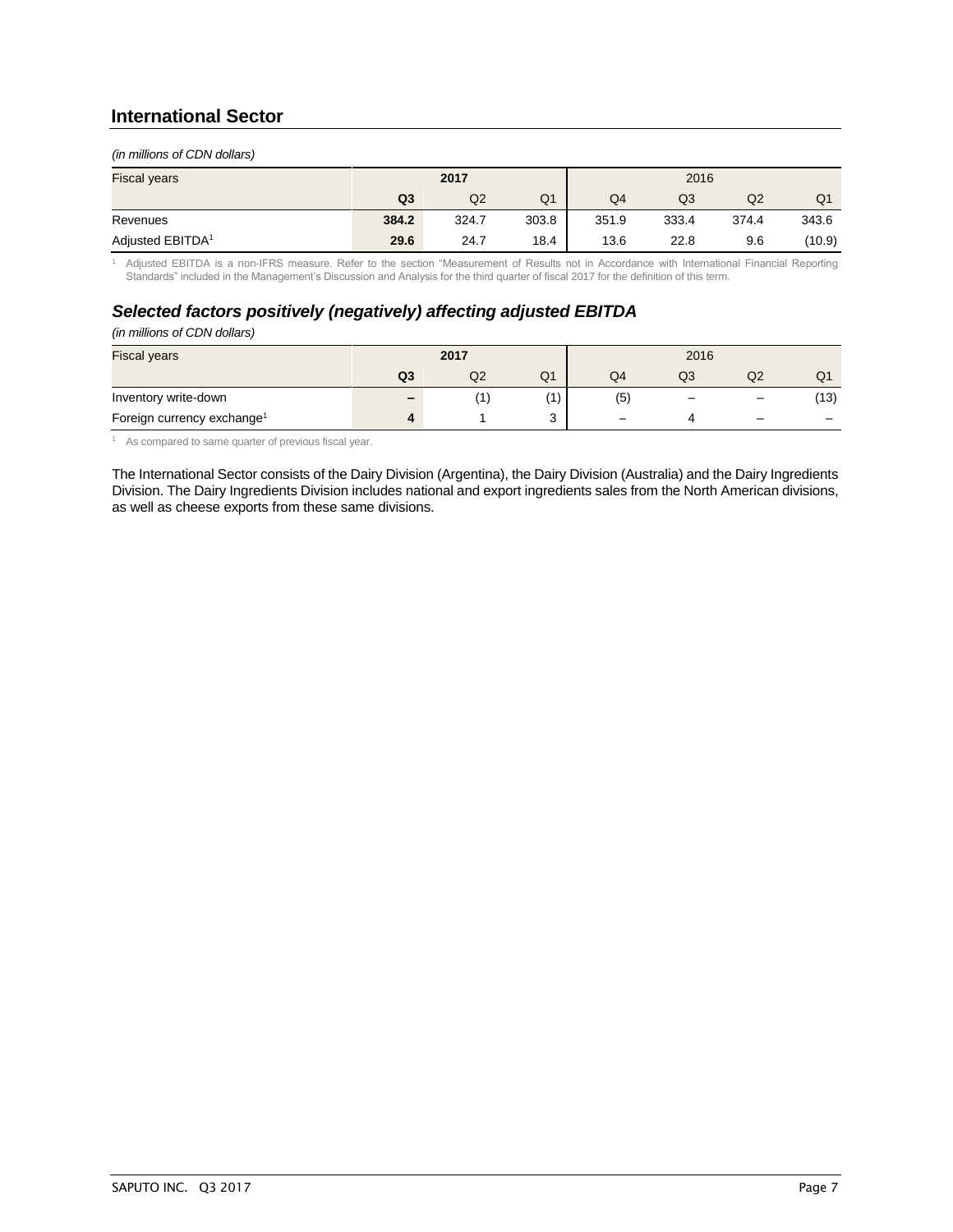## International Sector

*(in millions of CDN dollars)*

| Fiscal years | 2017 | | | 2016 | | | |
|---|---|---|---|---|---|---|---|
| | **Q3** | Q2 | Q1 | Q4 | Q3 | Q2 | Q1 |
| Revenues | **384.2** | 324.7 | 303.8 | 351.9 | 333.4 | 374.4 | 343.6 |
| Adjusted EBITDA[1] | **29.6** | 24.7 | 18.4 | 13.6 | 22.8 | 9.6 | (10.9) |

[1] Adjusted EBITDA is a non-IFRS measure. Refer to the section "Measurement of Results not in Accordance with International Financial Reporting Standards" included in the Management's Discussion and Analysis for the third quarter of fiscal 2017 for the definition of this term.

### *Selected factors positively (negatively) affecting adjusted EBITDA*

*(in millions of CDN dollars)*

| Fiscal years | 2017 | | | 2016 | | | |
|---|---|---|---|---|---|---|---|
| | **Q3** | Q2 | Q1 | Q4 | Q3 | Q2 | Q1 |
| Inventory write-down | **–** | (1) | (1) | (5) | – | – | (13) |
| Foreign currency exchange[1] | **4** | 1 | 3 | – | 4 | – | – |

[1] As compared to same quarter of previous fiscal year.

The International Sector consists of the Dairy Division (Argentina), the Dairy Division (Australia) and the Dairy Ingredients Division. The Dairy Ingredients Division includes national and export ingredients sales from the North American divisions, as well as cheese exports from these same divisions.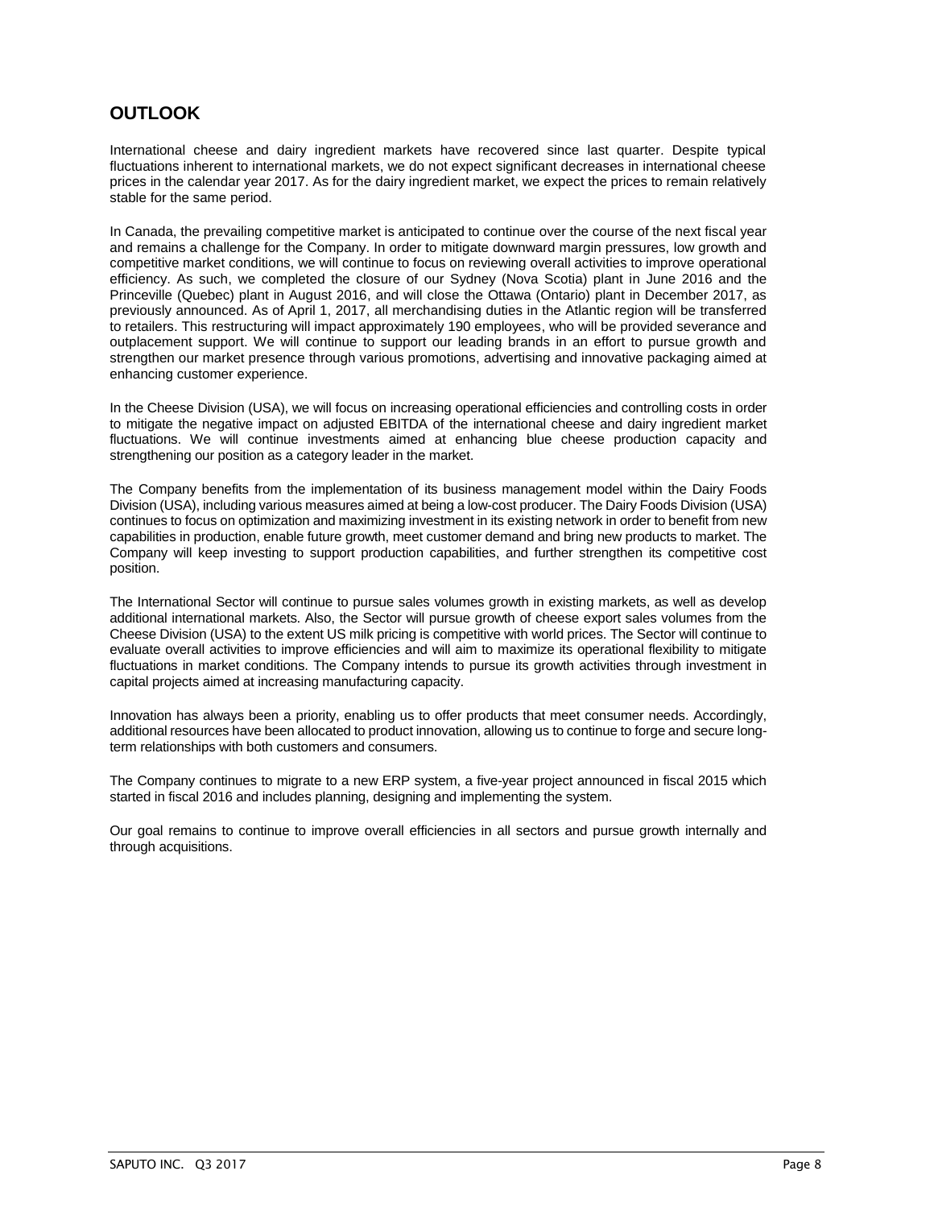## OUTLOOK

International cheese and dairy ingredient markets have recovered since last quarter. Despite typical fluctuations inherent to international markets, we do not expect significant decreases in international cheese prices in the calendar year 2017. As for the dairy ingredient market, we expect the prices to remain relatively stable for the same period.

In Canada, the prevailing competitive market is anticipated to continue over the course of the next fiscal year and remains a challenge for the Company. In order to mitigate downward margin pressures, low growth and competitive market conditions, we will continue to focus on reviewing overall activities to improve operational efficiency. As such, we completed the closure of our Sydney (Nova Scotia) plant in June 2016 and the Princeville (Quebec) plant in August 2016, and will close the Ottawa (Ontario) plant in December 2017, as previously announced. As of April 1, 2017, all merchandising duties in the Atlantic region will be transferred to retailers. This restructuring will impact approximately 190 employees, who will be provided severance and outplacement support. We will continue to support our leading brands in an effort to pursue growth and strengthen our market presence through various promotions, advertising and innovative packaging aimed at enhancing customer experience.

In the Cheese Division (USA), we will focus on increasing operational efficiencies and controlling costs in order to mitigate the negative impact on adjusted EBITDA of the international cheese and dairy ingredient market fluctuations. We will continue investments aimed at enhancing blue cheese production capacity and strengthening our position as a category leader in the market.

The Company benefits from the implementation of its business management model within the Dairy Foods Division (USA), including various measures aimed at being a low-cost producer. The Dairy Foods Division (USA) continues to focus on optimization and maximizing investment in its existing network in order to benefit from new capabilities in production, enable future growth, meet customer demand and bring new products to market. The Company will keep investing to support production capabilities, and further strengthen its competitive cost position.

The International Sector will continue to pursue sales volumes growth in existing markets, as well as develop additional international markets. Also, the Sector will pursue growth of cheese export sales volumes from the Cheese Division (USA) to the extent US milk pricing is competitive with world prices. The Sector will continue to evaluate overall activities to improve efficiencies and will aim to maximize its operational flexibility to mitigate fluctuations in market conditions. The Company intends to pursue its growth activities through investment in capital projects aimed at increasing manufacturing capacity.

Innovation has always been a priority, enabling us to offer products that meet consumer needs. Accordingly, additional resources have been allocated to product innovation, allowing us to continue to forge and secure long-term relationships with both customers and consumers.

The Company continues to migrate to a new ERP system, a five-year project announced in fiscal 2015 which started in fiscal 2016 and includes planning, designing and implementing the system.

Our goal remains to continue to improve overall efficiencies in all sectors and pursue growth internally and through acquisitions.